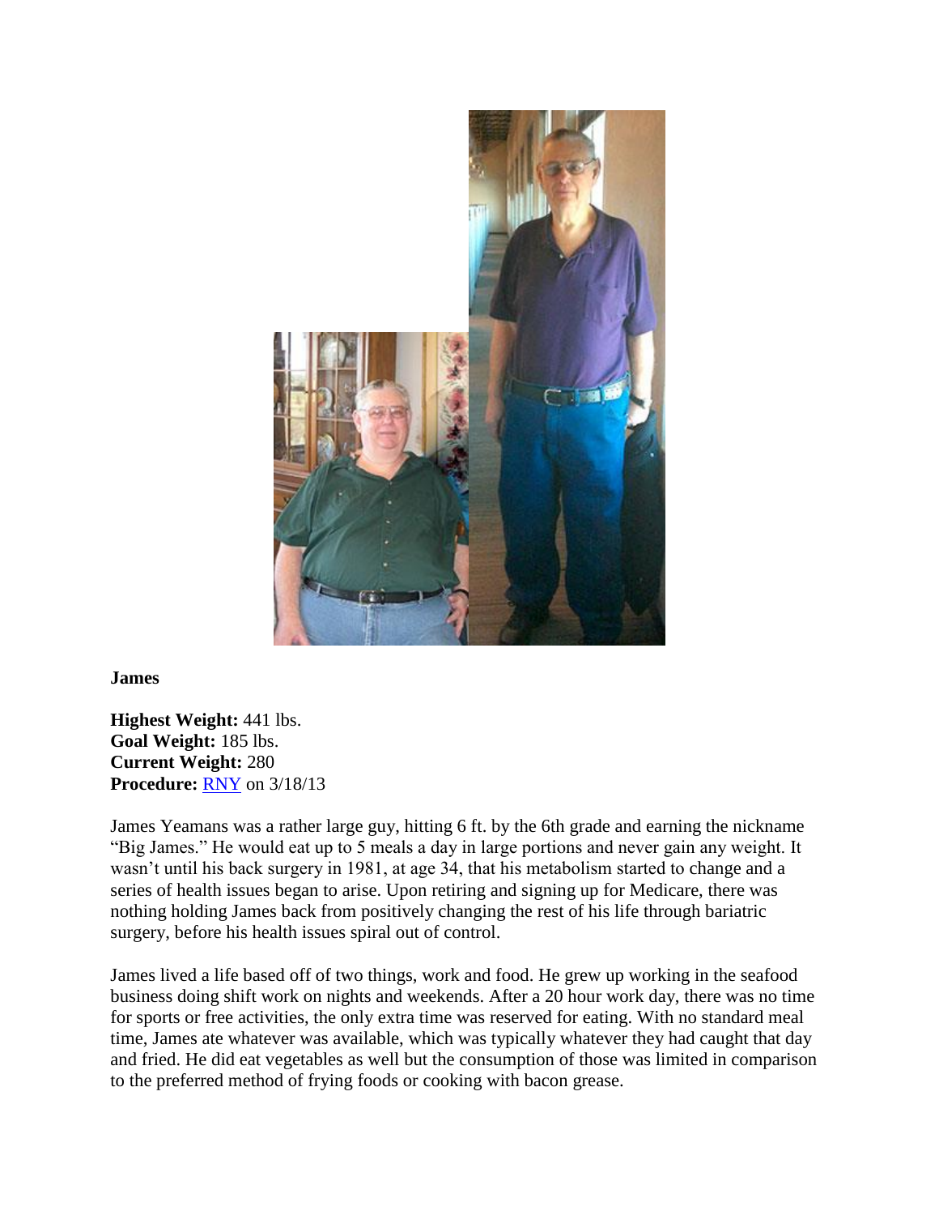**James**

**Highest Weight:** 441 lbs.
**Goal Weight:** 185 lbs.
**Current Weight:** 280
**Procedure:** RNY on 3/18/13

James Yeamans was a rather large guy, hitting 6 ft. by the 6th grade and earning the nickname "Big James." He would eat up to 5 meals a day in large portions and never gain any weight. It wasn't until his back surgery in 1981, at age 34, that his metabolism started to change and a series of health issues began to arise. Upon retiring and signing up for Medicare, there was nothing holding James back from positively changing the rest of his life through bariatric surgery, before his health issues spiral out of control.

James lived a life based off of two things, work and food. He grew up working in the seafood business doing shift work on nights and weekends. After a 20 hour work day, there was no time for sports or free activities, the only extra time was reserved for eating. With no standard meal time, James ate whatever was available, which was typically whatever they had caught that day and fried. He did eat vegetables as well but the consumption of those was limited in comparison to the preferred method of frying foods or cooking with bacon grease.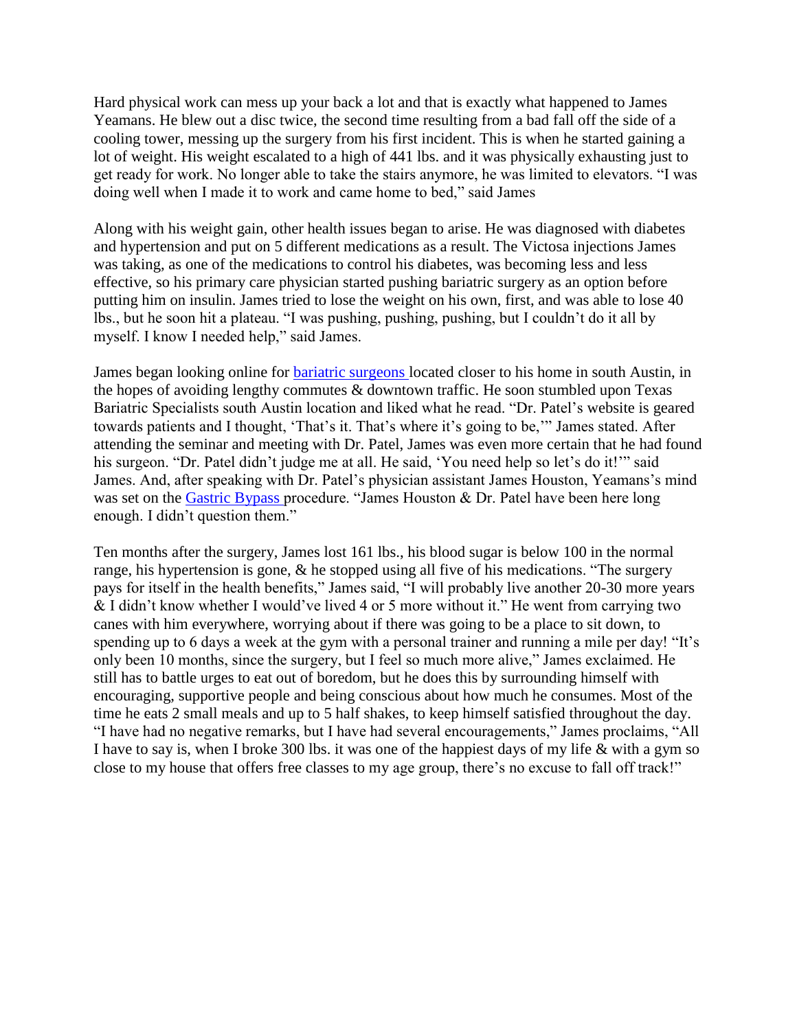Hard physical work can mess up your back a lot and that is exactly what happened to James Yeamans. He blew out a disc twice, the second time resulting from a bad fall off the side of a cooling tower, messing up the surgery from his first incident. This is when he started gaining a lot of weight. His weight escalated to a high of 441 lbs. and it was physically exhausting just to get ready for work. No longer able to take the stairs anymore, he was limited to elevators. "I was doing well when I made it to work and came home to bed," said James

Along with his weight gain, other health issues began to arise. He was diagnosed with diabetes and hypertension and put on 5 different medications as a result. The Victosa injections James was taking, as one of the medications to control his diabetes, was becoming less and less effective, so his primary care physician started pushing bariatric surgery as an option before putting him on insulin. James tried to lose the weight on his own, first, and was able to lose 40 lbs., but he soon hit a plateau. "I was pushing, pushing, pushing, but I couldn't do it all by myself. I know I needed help," said James.

James began looking online for bariatric surgeons located closer to his home in south Austin, in the hopes of avoiding lengthy commutes & downtown traffic. He soon stumbled upon Texas Bariatric Specialists south Austin location and liked what he read. "Dr. Patel's website is geared towards patients and I thought, 'That's it. That's where it's going to be,'" James stated. After attending the seminar and meeting with Dr. Patel, James was even more certain that he had found his surgeon. "Dr. Patel didn't judge me at all. He said, 'You need help so let's do it!'" said James. And, after speaking with Dr. Patel's physician assistant James Houston, Yeamans's mind was set on the Gastric Bypass procedure. "James Houston & Dr. Patel have been here long enough. I didn't question them."

Ten months after the surgery, James lost 161 lbs., his blood sugar is below 100 in the normal range, his hypertension is gone, & he stopped using all five of his medications. "The surgery pays for itself in the health benefits," James said, "I will probably live another 20-30 more years & I didn't know whether I would've lived 4 or 5 more without it." He went from carrying two canes with him everywhere, worrying about if there was going to be a place to sit down, to spending up to 6 days a week at the gym with a personal trainer and running a mile per day! "It's only been 10 months, since the surgery, but I feel so much more alive," James exclaimed. He still has to battle urges to eat out of boredom, but he does this by surrounding himself with encouraging, supportive people and being conscious about how much he consumes. Most of the time he eats 2 small meals and up to 5 half shakes, to keep himself satisfied throughout the day. "I have had no negative remarks, but I have had several encouragements," James proclaims, "All I have to say is, when I broke 300 lbs. it was one of the happiest days of my life & with a gym so close to my house that offers free classes to my age group, there's no excuse to fall off track!"